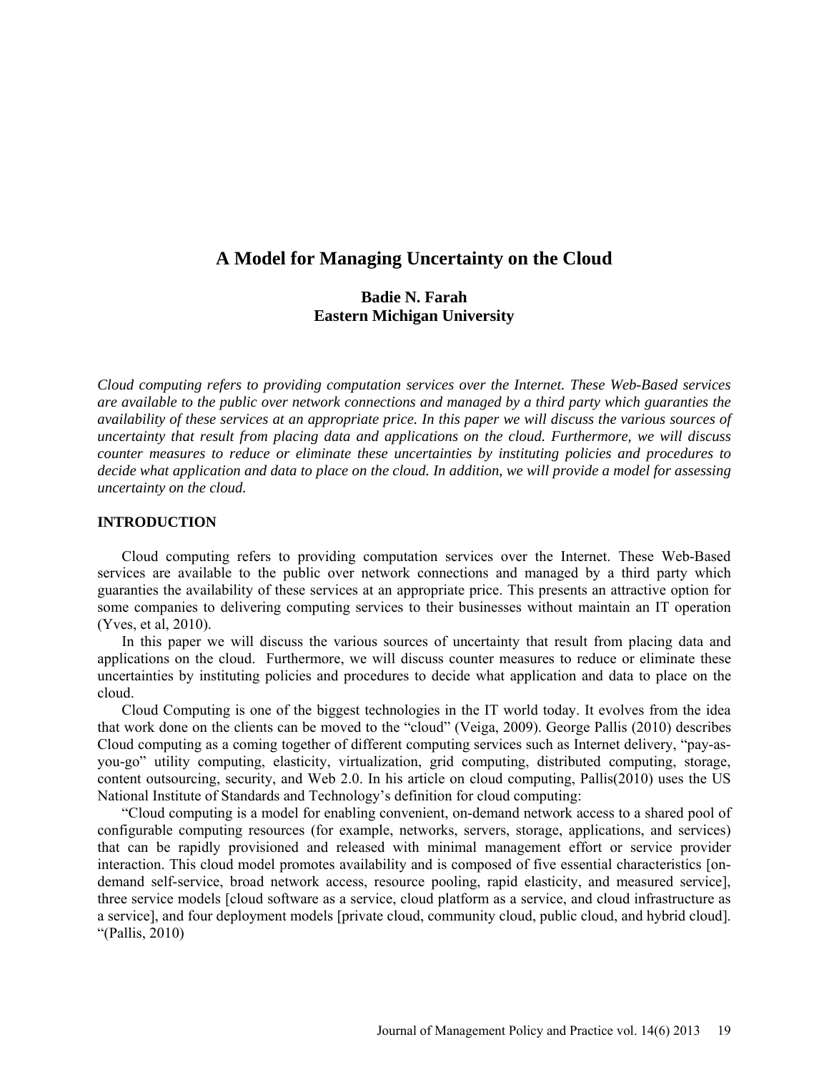# A Model for Managing Uncertainty on the Cloud

**Badie N. Farah**
**Eastern Michigan University**

*Cloud computing refers to providing computation services over the Internet. These Web-Based services are available to the public over network connections and managed by a third party which guaranties the availability of these services at an appropriate price. In this paper we will discuss the various sources of uncertainty that result from placing data and applications on the cloud. Furthermore, we will discuss counter measures to reduce or eliminate these uncertainties by instituting policies and procedures to decide what application and data to place on the cloud. In addition, we will provide a model for assessing uncertainty on the cloud.*

## INTRODUCTION

Cloud computing refers to providing computation services over the Internet. These Web-Based services are available to the public over network connections and managed by a third party which guaranties the availability of these services at an appropriate price. This presents an attractive option for some companies to delivering computing services to their businesses without maintain an IT operation (Yves, et al, 2010).

In this paper we will discuss the various sources of uncertainty that result from placing data and applications on the cloud. Furthermore, we will discuss counter measures to reduce or eliminate these uncertainties by instituting policies and procedures to decide what application and data to place on the cloud.

Cloud Computing is one of the biggest technologies in the IT world today. It evolves from the idea that work done on the clients can be moved to the "cloud" (Veiga, 2009). George Pallis (2010) describes Cloud computing as a coming together of different computing services such as Internet delivery, "pay-as-you-go" utility computing, elasticity, virtualization, grid computing, distributed computing, storage, content outsourcing, security, and Web 2.0. In his article on cloud computing, Pallis(2010) uses the US National Institute of Standards and Technology's definition for cloud computing:

"Cloud computing is a model for enabling convenient, on-demand network access to a shared pool of configurable computing resources (for example, networks, servers, storage, applications, and services) that can be rapidly provisioned and released with minimal management effort or service provider interaction. This cloud model promotes availability and is composed of five essential characteristics [on-demand self-service, broad network access, resource pooling, rapid elasticity, and measured service], three service models [cloud software as a service, cloud platform as a service, and cloud infrastructure as a service], and four deployment models [private cloud, community cloud, public cloud, and hybrid cloud]. "(Pallis, 2010)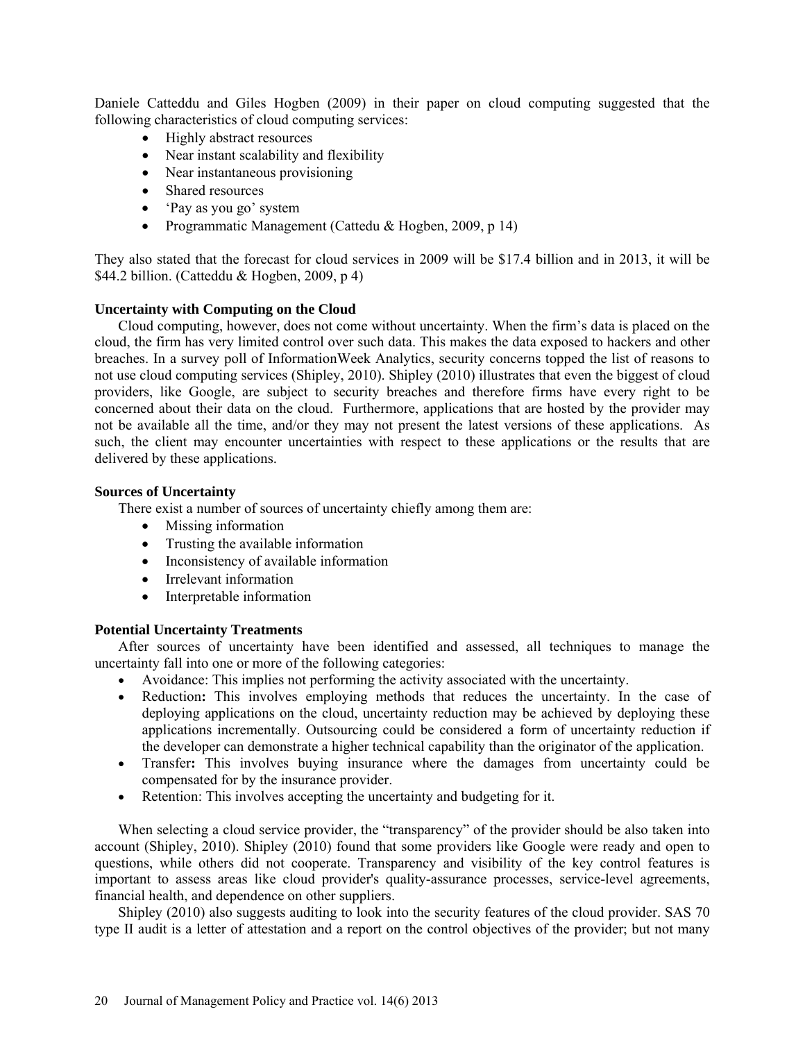Daniele Catteddu and Giles Hogben (2009) in their paper on cloud computing suggested that the following characteristics of cloud computing services:

- Highly abstract resources
- Near instant scalability and flexibility
- Near instantaneous provisioning
- Shared resources
- 'Pay as you go' system
- Programmatic Management (Cattedu & Hogben, 2009, p 14)

They also stated that the forecast for cloud services in 2009 will be $17.4 billion and in 2013, it will be $44.2 billion. (Catteddu & Hogben, 2009, p 4)

**Uncertainty with Computing on the Cloud**

Cloud computing, however, does not come without uncertainty. When the firm's data is placed on the cloud, the firm has very limited control over such data. This makes the data exposed to hackers and other breaches. In a survey poll of InformationWeek Analytics, security concerns topped the list of reasons to not use cloud computing services (Shipley, 2010). Shipley (2010) illustrates that even the biggest of cloud providers, like Google, are subject to security breaches and therefore firms have every right to be concerned about their data on the cloud. Furthermore, applications that are hosted by the provider may not be available all the time, and/or they may not present the latest versions of these applications. As such, the client may encounter uncertainties with respect to these applications or the results that are delivered by these applications.

**Sources of Uncertainty**

There exist a number of sources of uncertainty chiefly among them are:

- Missing information
- Trusting the available information
- Inconsistency of available information
- Irrelevant information
- Interpretable information

**Potential Uncertainty Treatments**

After sources of uncertainty have been identified and assessed, all techniques to manage the uncertainty fall into one or more of the following categories:

- Avoidance: This implies not performing the activity associated with the uncertainty.
- Reduction**:** This involves employing methods that reduces the uncertainty. In the case of deploying applications on the cloud, uncertainty reduction may be achieved by deploying these applications incrementally. Outsourcing could be considered a form of uncertainty reduction if the developer can demonstrate a higher technical capability than the originator of the application.
- Transfer**:** This involves buying insurance where the damages from uncertainty could be compensated for by the insurance provider.
- Retention: This involves accepting the uncertainty and budgeting for it.

When selecting a cloud service provider, the "transparency" of the provider should be also taken into account (Shipley, 2010). Shipley (2010) found that some providers like Google were ready and open to questions, while others did not cooperate. Transparency and visibility of the key control features is important to assess areas like cloud provider's quality-assurance processes, service-level agreements, financial health, and dependence on other suppliers.

Shipley (2010) also suggests auditing to look into the security features of the cloud provider. SAS 70 type II audit is a letter of attestation and a report on the control objectives of the provider; but not many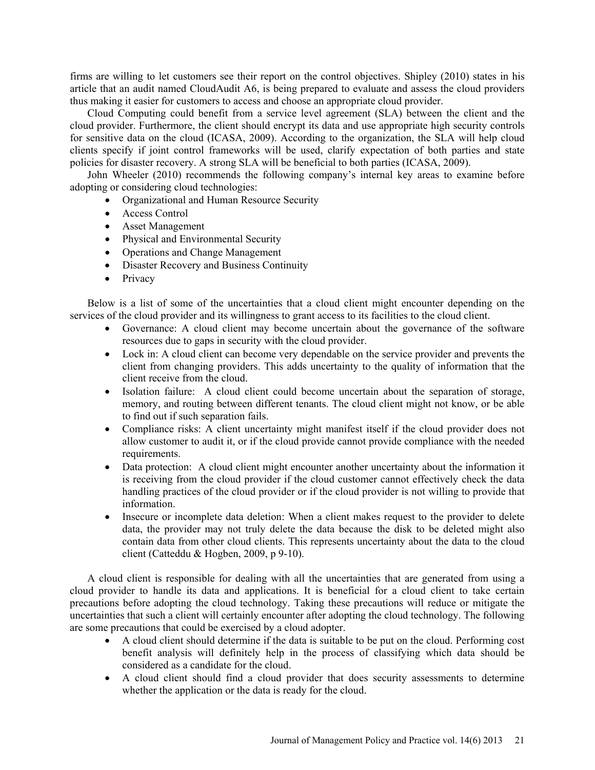firms are willing to let customers see their report on the control objectives. Shipley (2010) states in his article that an audit named CloudAudit A6, is being prepared to evaluate and assess the cloud providers thus making it easier for customers to access and choose an appropriate cloud provider.

Cloud Computing could benefit from a service level agreement (SLA) between the client and the cloud provider. Furthermore, the client should encrypt its data and use appropriate high security controls for sensitive data on the cloud (ICASA, 2009). According to the organization, the SLA will help cloud clients specify if joint control frameworks will be used, clarify expectation of both parties and state policies for disaster recovery. A strong SLA will be beneficial to both parties (ICASA, 2009).

John Wheeler (2010) recommends the following company's internal key areas to examine before adopting or considering cloud technologies:

- Organizational and Human Resource Security
- Access Control
- Asset Management
- Physical and Environmental Security
- Operations and Change Management
- Disaster Recovery and Business Continuity
- Privacy

Below is a list of some of the uncertainties that a cloud client might encounter depending on the services of the cloud provider and its willingness to grant access to its facilities to the cloud client.

- Governance: A cloud client may become uncertain about the governance of the software resources due to gaps in security with the cloud provider.
- Lock in: A cloud client can become very dependable on the service provider and prevents the client from changing providers. This adds uncertainty to the quality of information that the client receive from the cloud.
- Isolation failure: A cloud client could become uncertain about the separation of storage, memory, and routing between different tenants. The cloud client might not know, or be able to find out if such separation fails.
- Compliance risks: A client uncertainty might manifest itself if the cloud provider does not allow customer to audit it, or if the cloud provide cannot provide compliance with the needed requirements.
- Data protection: A cloud client might encounter another uncertainty about the information it is receiving from the cloud provider if the cloud customer cannot effectively check the data handling practices of the cloud provider or if the cloud provider is not willing to provide that information.
- Insecure or incomplete data deletion: When a client makes request to the provider to delete data, the provider may not truly delete the data because the disk to be deleted might also contain data from other cloud clients. This represents uncertainty about the data to the cloud client (Catteddu & Hogben, 2009, p 9-10).

A cloud client is responsible for dealing with all the uncertainties that are generated from using a cloud provider to handle its data and applications. It is beneficial for a cloud client to take certain precautions before adopting the cloud technology. Taking these precautions will reduce or mitigate the uncertainties that such a client will certainly encounter after adopting the cloud technology. The following are some precautions that could be exercised by a cloud adopter.

- A cloud client should determine if the data is suitable to be put on the cloud. Performing cost benefit analysis will definitely help in the process of classifying which data should be considered as a candidate for the cloud.
- A cloud client should find a cloud provider that does security assessments to determine whether the application or the data is ready for the cloud.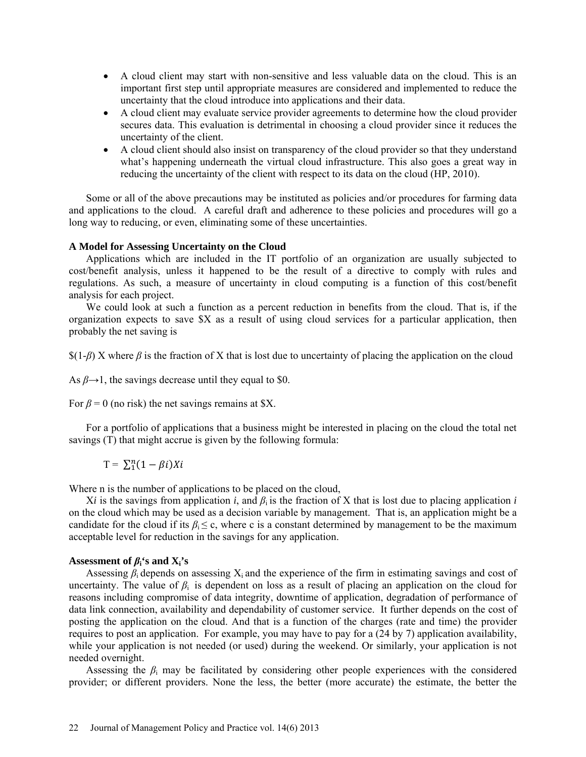- A cloud client may start with non-sensitive and less valuable data on the cloud. This is an important first step until appropriate measures are considered and implemented to reduce the uncertainty that the cloud introduce into applications and their data.
- A cloud client may evaluate service provider agreements to determine how the cloud provider secures data. This evaluation is detrimental in choosing a cloud provider since it reduces the uncertainty of the client.
- A cloud client should also insist on transparency of the cloud provider so that they understand what's happening underneath the virtual cloud infrastructure. This also goes a great way in reducing the uncertainty of the client with respect to its data on the cloud (HP, 2010).

Some or all of the above precautions may be instituted as policies and/or procedures for farming data and applications to the cloud. A careful draft and adherence to these policies and procedures will go a long way to reducing, or even, eliminating some of these uncertainties.

**A Model for Assessing Uncertainty on the Cloud**

Applications which are included in the IT portfolio of an organization are usually subjected to cost/benefit analysis, unless it happened to be the result of a directive to comply with rules and regulations. As such, a measure of uncertainty in cloud computing is a function of this cost/benefit analysis for each project.

We could look at such a function as a percent reduction in benefits from the cloud. That is, if the organization expects to save \$X as a result of using cloud services for a particular application, then probably the net saving is

\$$(1-\beta)$ X where $\beta$ is the fraction of X that is lost due to uncertainty of placing the application on the cloud

As $\beta \rightarrow 1$, the savings decrease until they equal to \$0.

For $\beta = 0$ (no risk) the net savings remains at \$X.

For a portfolio of applications that a business might be interested in placing on the cloud the total net savings (T) that might accrue is given by the following formula:

$$T = \sum_{1}^{n} (1 - \beta i) Xi$$

Where n is the number of applications to be placed on the cloud,

X*i* is the savings from application *i*, and $\beta_i$ is the fraction of X that is lost due to placing application *i* on the cloud which may be used as a decision variable by management. That is, an application might be a candidate for the cloud if its $\beta_i \leq c$, where c is a constant determined by management to be the maximum acceptable level for reduction in the savings for any application.

**Assessment of $\beta_i$'s and $X_i$'s**

Assessing $\beta_i$ depends on assessing $X_i$ and the experience of the firm in estimating savings and cost of uncertainty. The value of $\beta_i$ is dependent on loss as a result of placing an application on the cloud for reasons including compromise of data integrity, downtime of application, degradation of performance of data link connection, availability and dependability of customer service. It further depends on the cost of posting the application on the cloud. And that is a function of the charges (rate and time) the provider requires to post an application. For example, you may have to pay for a (24 by 7) application availability, while your application is not needed (or used) during the weekend. Or similarly, your application is not needed overnight.

Assessing the $\beta_i$ may be facilitated by considering other people experiences with the considered provider; or different providers. None the less, the better (more accurate) the estimate, the better the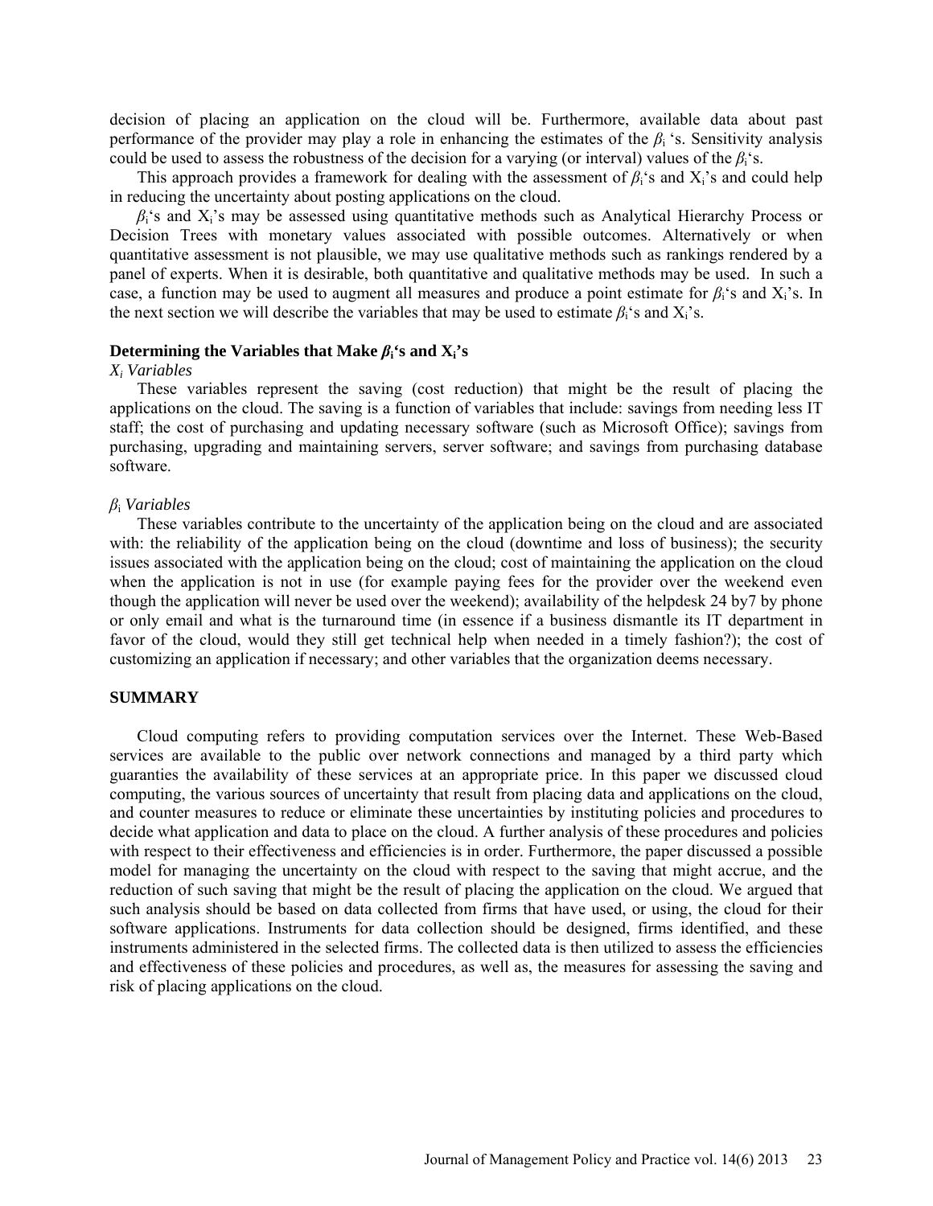decision of placing an application on the cloud will be. Furthermore, available data about past performance of the provider may play a role in enhancing the estimates of the $\beta_i$ 's. Sensitivity analysis could be used to assess the robustness of the decision for a varying (or interval) values of the $\beta_i$'s.

This approach provides a framework for dealing with the assessment of $\beta_i$'s and $X_i$'s and could help in reducing the uncertainty about posting applications on the cloud.

$\beta_i$'s and $X_i$'s may be assessed using quantitative methods such as Analytical Hierarchy Process or Decision Trees with monetary values associated with possible outcomes. Alternatively or when quantitative assessment is not plausible, we may use qualitative methods such as rankings rendered by a panel of experts. When it is desirable, both quantitative and qualitative methods may be used. In such a case, a function may be used to augment all measures and produce a point estimate for $\beta_i$'s and $X_i$'s. In the next section we will describe the variables that may be used to estimate $\beta_i$'s and $X_i$'s.

### Determining the Variables that Make $\beta_i$'s and $X_i$'s

*$X_i$ Variables*

These variables represent the saving (cost reduction) that might be the result of placing the applications on the cloud. The saving is a function of variables that include: savings from needing less IT staff; the cost of purchasing and updating necessary software (such as Microsoft Office); savings from purchasing, upgrading and maintaining servers, server software; and savings from purchasing database software.

*$\beta_i$ Variables*

These variables contribute to the uncertainty of the application being on the cloud and are associated with: the reliability of the application being on the cloud (downtime and loss of business); the security issues associated with the application being on the cloud; cost of maintaining the application on the cloud when the application is not in use (for example paying fees for the provider over the weekend even though the application will never be used over the weekend); availability of the helpdesk 24 by7 by phone or only email and what is the turnaround time (in essence if a business dismantle its IT department in favor of the cloud, would they still get technical help when needed in a timely fashion?); the cost of customizing an application if necessary; and other variables that the organization deems necessary.

## SUMMARY

Cloud computing refers to providing computation services over the Internet. These Web-Based services are available to the public over network connections and managed by a third party which guaranties the availability of these services at an appropriate price. In this paper we discussed cloud computing, the various sources of uncertainty that result from placing data and applications on the cloud, and counter measures to reduce or eliminate these uncertainties by instituting policies and procedures to decide what application and data to place on the cloud. A further analysis of these procedures and policies with respect to their effectiveness and efficiencies is in order. Furthermore, the paper discussed a possible model for managing the uncertainty on the cloud with respect to the saving that might accrue, and the reduction of such saving that might be the result of placing the application on the cloud. We argued that such analysis should be based on data collected from firms that have used, or using, the cloud for their software applications. Instruments for data collection should be designed, firms identified, and these instruments administered in the selected firms. The collected data is then utilized to assess the efficiencies and effectiveness of these policies and procedures, as well as, the measures for assessing the saving and risk of placing applications on the cloud.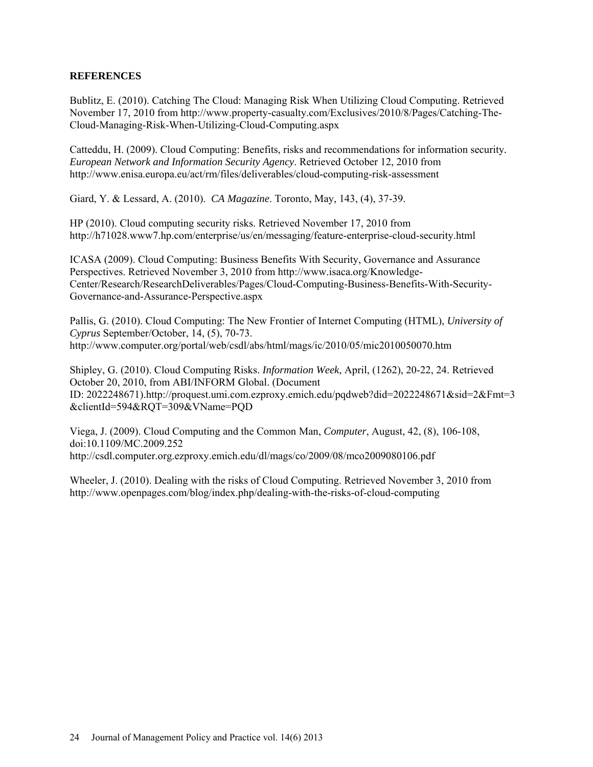**REFERENCES**

Bublitz, E. (2010). Catching The Cloud: Managing Risk When Utilizing Cloud Computing. Retrieved November 17, 2010 from http://www.property-casualty.com/Exclusives/2010/8/Pages/Catching-The-Cloud-Managing-Risk-When-Utilizing-Cloud-Computing.aspx

Catteddu, H. (2009). Cloud Computing: Benefits, risks and recommendations for information security. *European Network and Information Security Agency*. Retrieved October 12, 2010 from http://www.enisa.europa.eu/act/rm/files/deliverables/cloud-computing-risk-assessment

Giard, Y. & Lessard, A. (2010). *CA Magazine*. Toronto, May, 143, (4), 37-39.

HP (2010). Cloud computing security risks. Retrieved November 17, 2010 from http://h71028.www7.hp.com/enterprise/us/en/messaging/feature-enterprise-cloud-security.html

ICASA (2009). Cloud Computing: Business Benefits With Security, Governance and Assurance Perspectives. Retrieved November 3, 2010 from http://www.isaca.org/Knowledge-Center/Research/ResearchDeliverables/Pages/Cloud-Computing-Business-Benefits-With-Security-Governance-and-Assurance-Perspective.aspx

Pallis, G. (2010). Cloud Computing: The New Frontier of Internet Computing (HTML), *University of Cyprus* September/October, 14, (5), 70-73. http://www.computer.org/portal/web/csdl/abs/html/mags/ic/2010/05/mic2010050070.htm

Shipley, G. (2010). Cloud Computing Risks. *Information Week*, April, (1262), 20-22, 24. Retrieved October 20, 2010, from ABI/INFORM Global. (Document ID: 2022248671).http://proquest.umi.com.ezproxy.emich.edu/pqdweb?did=2022248671&sid=2&Fmt=3&clientId=594&RQT=309&VName=PQD

Viega, J. (2009). Cloud Computing and the Common Man, *Computer*, August, 42, (8), 106-108, doi:10.1109/MC.2009.252 http://csdl.computer.org.ezproxy.emich.edu/dl/mags/co/2009/08/mco2009080106.pdf

Wheeler, J. (2010). Dealing with the risks of Cloud Computing. Retrieved November 3, 2010 from http://www.openpages.com/blog/index.php/dealing-with-the-risks-of-cloud-computing